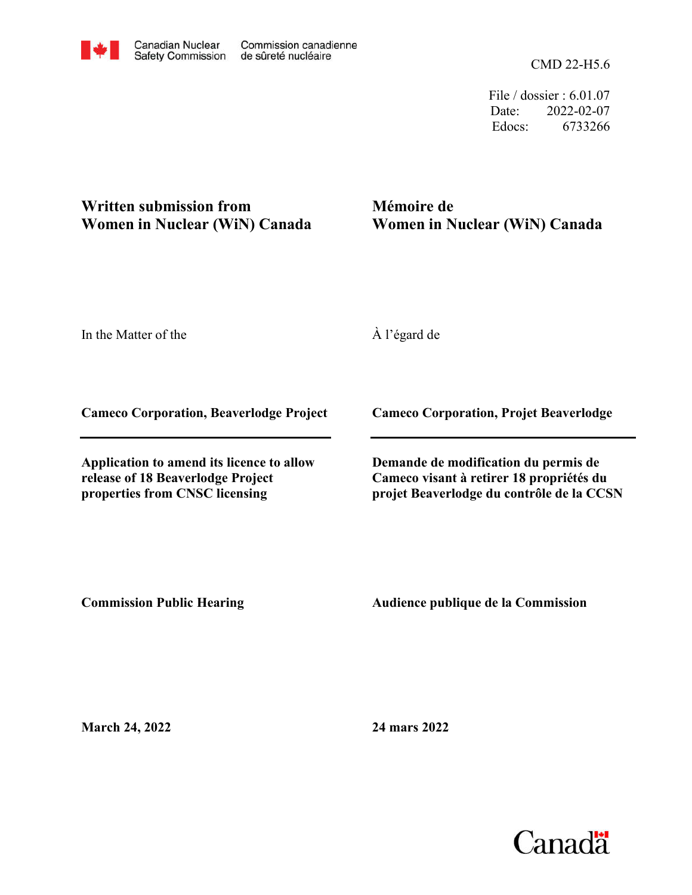Canadian Nuclear Safety Commission | Commission canadienne de sûreté nucléaire

CMD 22-H5.6

File / dossier : 6.01.07
Date: 2022-02-07
Edocs: 6733266

**Written submission from Women in Nuclear (WiN) Canada**

**Mémoire de Women in Nuclear (WiN) Canada**

In the Matter of the

À l'égard de

**Cameco Corporation, Beaverlodge Project**

**Cameco Corporation, Projet Beaverlodge**

**Application to amend its licence to allow release of 18 Beaverlodge Project properties from CNSC licensing**

**Demande de modification du permis de Cameco visant à retirer 18 propriétés du projet Beaverlodge du contrôle de la CCSN**

**Commission Public Hearing**

**Audience publique de la Commission**

**March 24, 2022**

**24 mars 2022**

Canada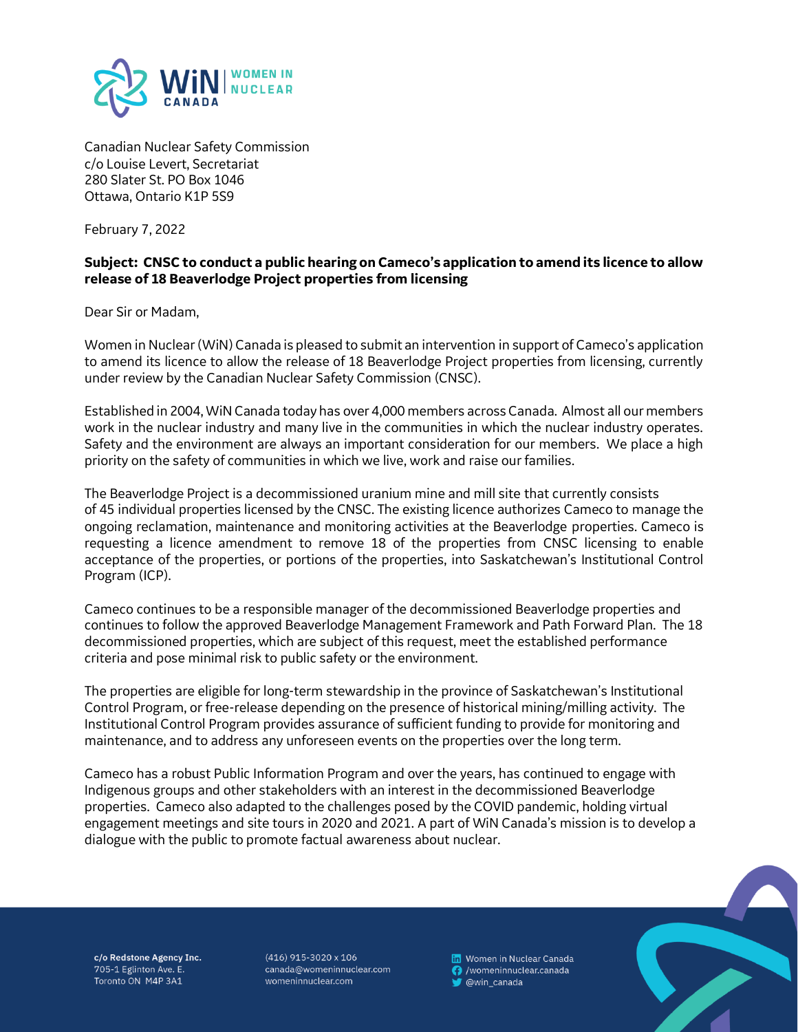Canadian Nuclear Safety Commission
c/o Louise Levert, Secretariat
280 Slater St. PO Box 1046
Ottawa, Ontario K1P 5S9

February 7, 2022

**Subject: CNSC to conduct a public hearing on Cameco's application to amend its licence to allow release of 18 Beaverlodge Project properties from licensing**

Dear Sir or Madam,

Women in Nuclear (WiN) Canada is pleased to submit an intervention in support of Cameco's application to amend its licence to allow the release of 18 Beaverlodge Project properties from licensing, currently under review by the Canadian Nuclear Safety Commission (CNSC).

Established in 2004, WiN Canada today has over 4,000 members across Canada. Almost all our members work in the nuclear industry and many live in the communities in which the nuclear industry operates. Safety and the environment are always an important consideration for our members. We place a high priority on the safety of communities in which we live, work and raise our families.

The Beaverlodge Project is a decommissioned uranium mine and mill site that currently consists of 45 individual properties licensed by the CNSC. The existing licence authorizes Cameco to manage the ongoing reclamation, maintenance and monitoring activities at the Beaverlodge properties. Cameco is requesting a licence amendment to remove 18 of the properties from CNSC licensing to enable acceptance of the properties, or portions of the properties, into Saskatchewan's Institutional Control Program (ICP).

Cameco continues to be a responsible manager of the decommissioned Beaverlodge properties and continues to follow the approved Beaverlodge Management Framework and Path Forward Plan. The 18 decommissioned properties, which are subject of this request, meet the established performance criteria and pose minimal risk to public safety or the environment.

The properties are eligible for long-term stewardship in the province of Saskatchewan's Institutional Control Program, or free-release depending on the presence of historical mining/milling activity. The Institutional Control Program provides assurance of sufficient funding to provide for monitoring and maintenance, and to address any unforeseen events on the properties over the long term.

Cameco has a robust Public Information Program and over the years, has continued to engage with Indigenous groups and other stakeholders with an interest in the decommissioned Beaverlodge properties. Cameco also adapted to the challenges posed by the COVID pandemic, holding virtual engagement meetings and site tours in 2020 and 2021. A part of WiN Canada's mission is to develop a dialogue with the public to promote factual awareness about nuclear.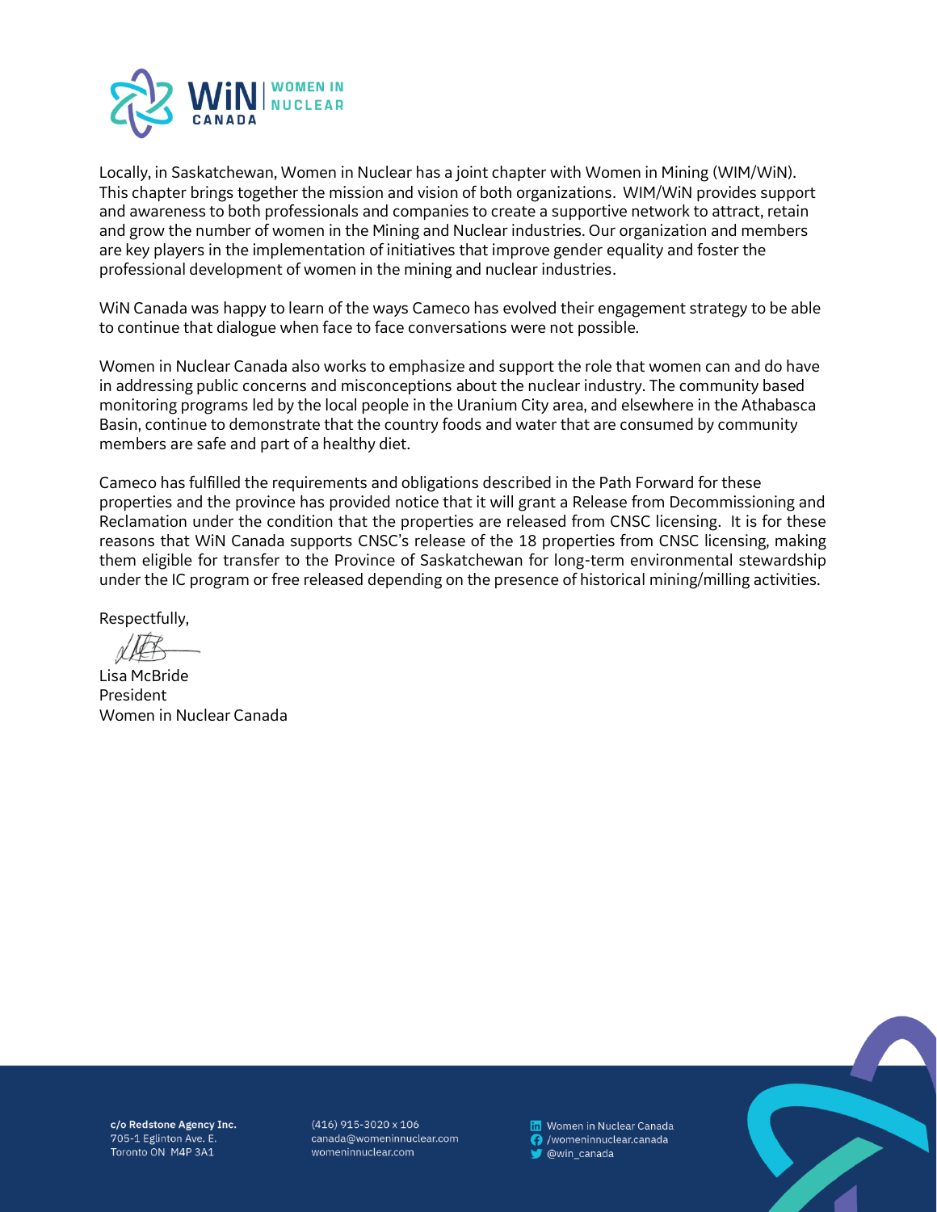Locally, in Saskatchewan, Women in Nuclear has a joint chapter with Women in Mining (WIM/WiN). This chapter brings together the mission and vision of both organizations. WIM/WiN provides support and awareness to both professionals and companies to create a supportive network to attract, retain and grow the number of women in the Mining and Nuclear industries. Our organization and members are key players in the implementation of initiatives that improve gender equality and foster the professional development of women in the mining and nuclear industries.

WiN Canada was happy to learn of the ways Cameco has evolved their engagement strategy to be able to continue that dialogue when face to face conversations were not possible.

Women in Nuclear Canada also works to emphasize and support the role that women can and do have in addressing public concerns and misconceptions about the nuclear industry. The community based monitoring programs led by the local people in the Uranium City area, and elsewhere in the Athabasca Basin, continue to demonstrate that the country foods and water that are consumed by community members are safe and part of a healthy diet.

Cameco has fulfilled the requirements and obligations described in the Path Forward for these properties and the province has provided notice that it will grant a Release from Decommissioning and Reclamation under the condition that the properties are released from CNSC licensing. It is for these reasons that WiN Canada supports CNSC's release of the 18 properties from CNSC licensing, making them eligible for transfer to the Province of Saskatchewan for long-term environmental stewardship under the IC program or free released depending on the presence of historical mining/milling activities.

Respectfully,

Lisa McBride
President
Women in Nuclear Canada

c/o Redstone Agency Inc.
705-1 Eglinton Ave. E.
Toronto ON M4P 3A1

(416) 915-3020 x 106
canada@womeninnuclear.com
womeninnuclear.com

Women in Nuclear Canada
/womeninnuclear.canada
@win_canada